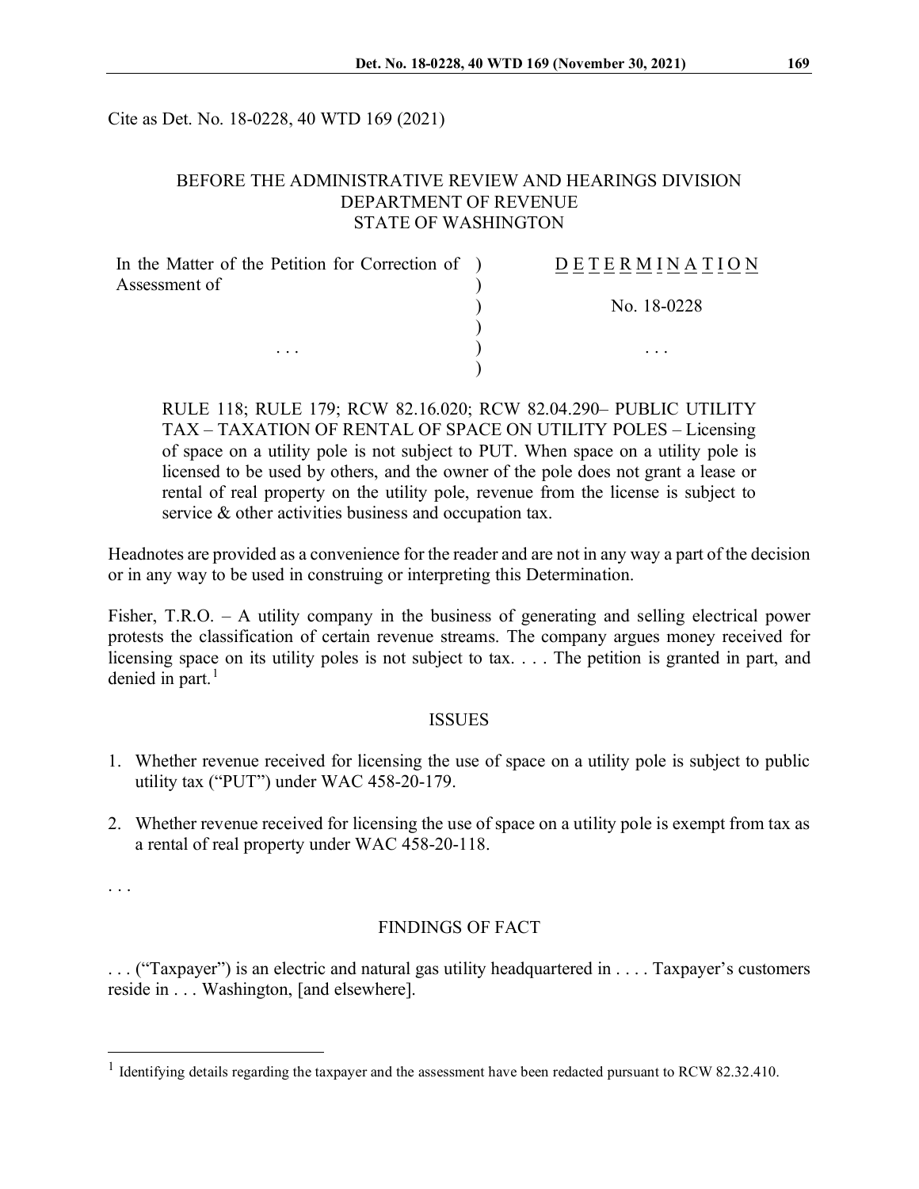Cite as Det. No. 18-0228, 40 WTD 169 (2021)

BEFORE THE ADMINISTRATIVE REVIEW AND HEARINGS DIVISION
DEPARTMENT OF REVENUE
STATE OF WASHINGTON

| In the Matter of the Petition for Correction of Assessment of | D E T E R M I N A T I O N |
|---|---|
| | No. 18-0228 |
| . . . | . . . |

RULE 118; RULE 179; RCW 82.16.020; RCW 82.04.290– PUBLIC UTILITY TAX – TAXATION OF RENTAL OF SPACE ON UTILITY POLES – Licensing of space on a utility pole is not subject to PUT. When space on a utility pole is licensed to be used by others, and the owner of the pole does not grant a lease or rental of real property on the utility pole, revenue from the license is subject to service & other activities business and occupation tax.

Headnotes are provided as a convenience for the reader and are not in any way a part of the decision or in any way to be used in construing or interpreting this Determination.

Fisher, T.R.O. – A utility company in the business of generating and selling electrical power protests the classification of certain revenue streams. The company argues money received for licensing space on its utility poles is not subject to tax. . . . The petition is granted in part, and denied in part.[1]

## ISSUES

1. Whether revenue received for licensing the use of space on a utility pole is subject to public utility tax ("PUT") under WAC 458-20-179.
2. Whether revenue received for licensing the use of space on a utility pole is exempt from tax as a rental of real property under WAC 458-20-118.

. . .

## FINDINGS OF FACT

. . . ("Taxpayer") is an electric and natural gas utility headquartered in . . . . Taxpayer's customers reside in . . . Washington, [and elsewhere].

[1] Identifying details regarding the taxpayer and the assessment have been redacted pursuant to RCW 82.32.410.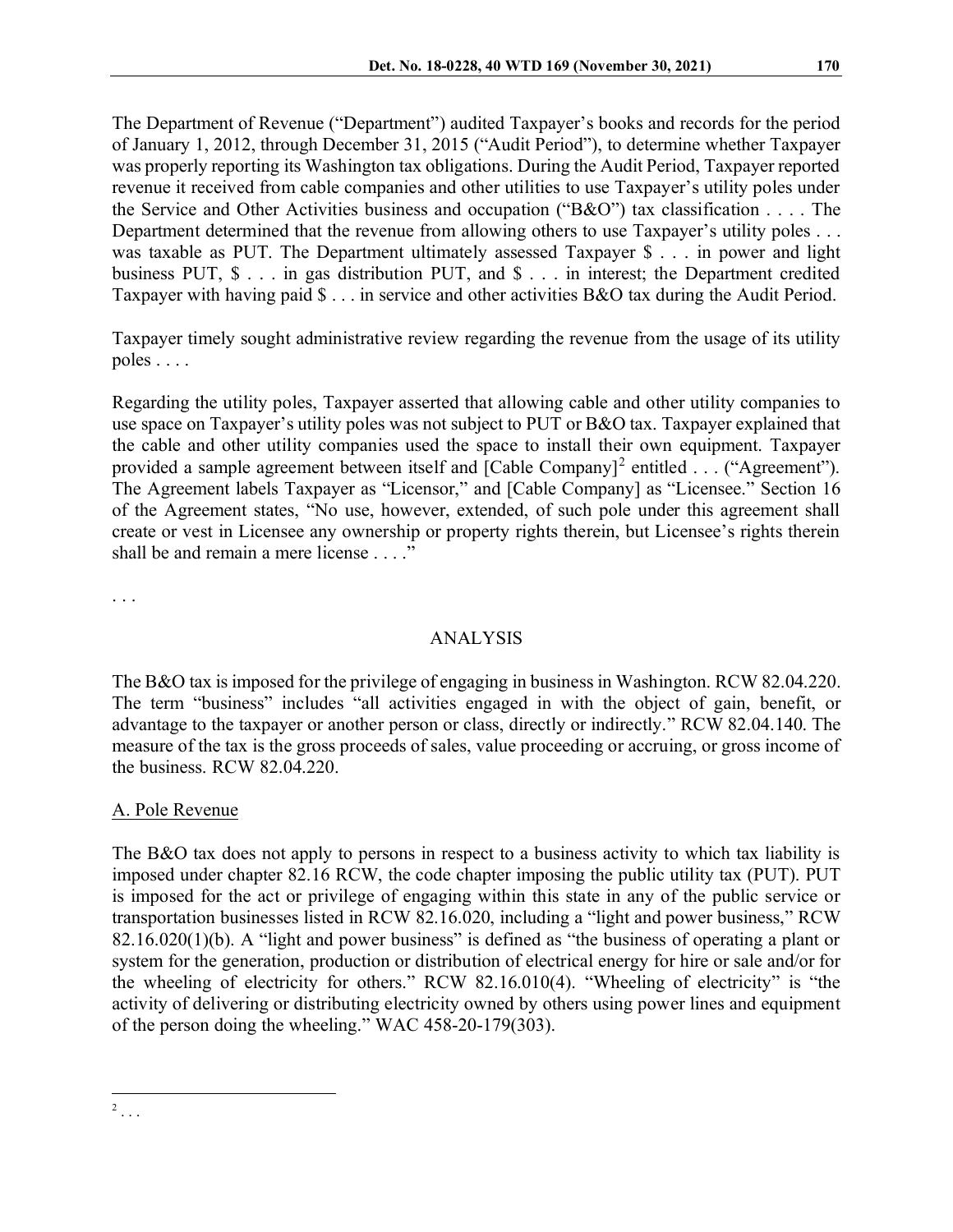The Department of Revenue ("Department") audited Taxpayer's books and records for the period of January 1, 2012, through December 31, 2015 ("Audit Period"), to determine whether Taxpayer was properly reporting its Washington tax obligations. During the Audit Period, Taxpayer reported revenue it received from cable companies and other utilities to use Taxpayer's utility poles under the Service and Other Activities business and occupation ("B&O") tax classification . . . . The Department determined that the revenue from allowing others to use Taxpayer's utility poles . . . was taxable as PUT. The Department ultimately assessed Taxpayer $ . . . in power and light business PUT, $ . . . in gas distribution PUT, and $ . . . in interest; the Department credited Taxpayer with having paid $ . . . in service and other activities B&O tax during the Audit Period.

Taxpayer timely sought administrative review regarding the revenue from the usage of its utility poles . . . .

Regarding the utility poles, Taxpayer asserted that allowing cable and other utility companies to use space on Taxpayer's utility poles was not subject to PUT or B&O tax. Taxpayer explained that the cable and other utility companies used the space to install their own equipment. Taxpayer provided a sample agreement between itself and [Cable Company][2] entitled . . . ("Agreement"). The Agreement labels Taxpayer as "Licensor," and [Cable Company] as "Licensee." Section 16 of the Agreement states, "No use, however, extended, of such pole under this agreement shall create or vest in Licensee any ownership or property rights therein, but Licensee's rights therein shall be and remain a mere license . . . ."

. . .

## ANALYSIS

The B&O tax is imposed for the privilege of engaging in business in Washington. RCW 82.04.220. The term "business" includes "all activities engaged in with the object of gain, benefit, or advantage to the taxpayer or another person or class, directly or indirectly." RCW 82.04.140. The measure of the tax is the gross proceeds of sales, value proceeding or accruing, or gross income of the business. RCW 82.04.220.

### A. Pole Revenue

The B&O tax does not apply to persons in respect to a business activity to which tax liability is imposed under chapter 82.16 RCW, the code chapter imposing the public utility tax (PUT). PUT is imposed for the act or privilege of engaging within this state in any of the public service or transportation businesses listed in RCW 82.16.020, including a "light and power business," RCW 82.16.020(1)(b). A "light and power business" is defined as "the business of operating a plant or system for the generation, production or distribution of electrical energy for hire or sale and/or for the wheeling of electricity for others." RCW 82.16.010(4). "Wheeling of electricity" is "the activity of delivering or distributing electricity owned by others using power lines and equipment of the person doing the wheeling." WAC 458-20-179(303).

---

[2] . . .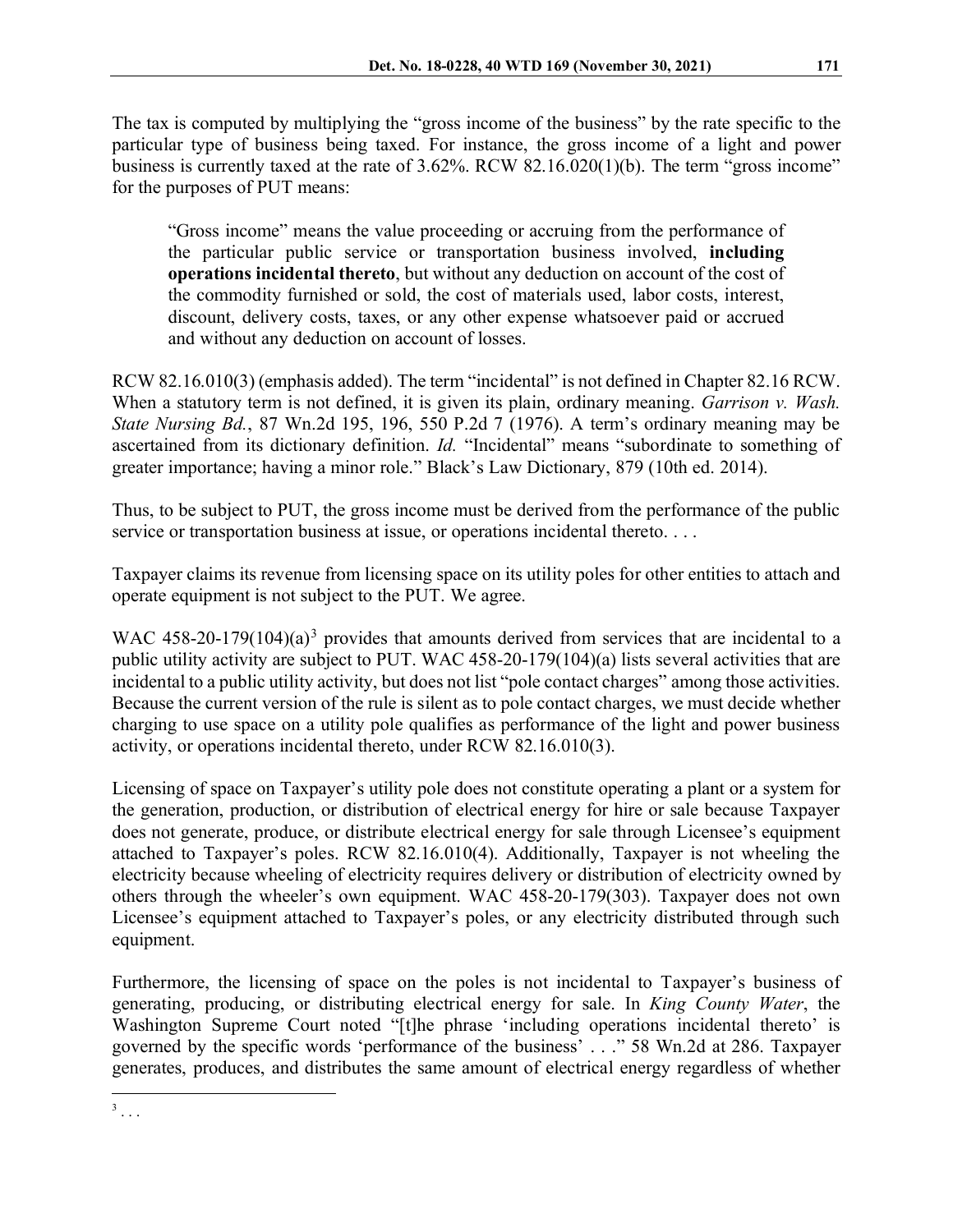The tax is computed by multiplying the "gross income of the business" by the rate specific to the particular type of business being taxed. For instance, the gross income of a light and power business is currently taxed at the rate of 3.62%. RCW 82.16.020(1)(b). The term "gross income" for the purposes of PUT means:

> "Gross income" means the value proceeding or accruing from the performance of the particular public service or transportation business involved, **including operations incidental thereto**, but without any deduction on account of the cost of the commodity furnished or sold, the cost of materials used, labor costs, interest, discount, delivery costs, taxes, or any other expense whatsoever paid or accrued and without any deduction on account of losses.

RCW 82.16.010(3) (emphasis added). The term "incidental" is not defined in Chapter 82.16 RCW. When a statutory term is not defined, it is given its plain, ordinary meaning. *Garrison v. Wash. State Nursing Bd.*, 87 Wn.2d 195, 196, 550 P.2d 7 (1976). A term's ordinary meaning may be ascertained from its dictionary definition. *Id.* "Incidental" means "subordinate to something of greater importance; having a minor role." Black's Law Dictionary, 879 (10th ed. 2014).

Thus, to be subject to PUT, the gross income must be derived from the performance of the public service or transportation business at issue, or operations incidental thereto. . . .

Taxpayer claims its revenue from licensing space on its utility poles for other entities to attach and operate equipment is not subject to the PUT. We agree.

WAC 458-20-179(104)(a)[3] provides that amounts derived from services that are incidental to a public utility activity are subject to PUT. WAC 458-20-179(104)(a) lists several activities that are incidental to a public utility activity, but does not list "pole contact charges" among those activities. Because the current version of the rule is silent as to pole contact charges, we must decide whether charging to use space on a utility pole qualifies as performance of the light and power business activity, or operations incidental thereto, under RCW 82.16.010(3).

Licensing of space on Taxpayer's utility pole does not constitute operating a plant or a system for the generation, production, or distribution of electrical energy for hire or sale because Taxpayer does not generate, produce, or distribute electrical energy for sale through Licensee's equipment attached to Taxpayer's poles. RCW 82.16.010(4). Additionally, Taxpayer is not wheeling the electricity because wheeling of electricity requires delivery or distribution of electricity owned by others through the wheeler's own equipment. WAC 458-20-179(303). Taxpayer does not own Licensee's equipment attached to Taxpayer's poles, or any electricity distributed through such equipment.

Furthermore, the licensing of space on the poles is not incidental to Taxpayer's business of generating, producing, or distributing electrical energy for sale. In *King County Water*, the Washington Supreme Court noted "[t]he phrase 'including operations incidental thereto' is governed by the specific words 'performance of the business' . . ." 58 Wn.2d at 286. Taxpayer generates, produces, and distributes the same amount of electrical energy regardless of whether

[3] . . .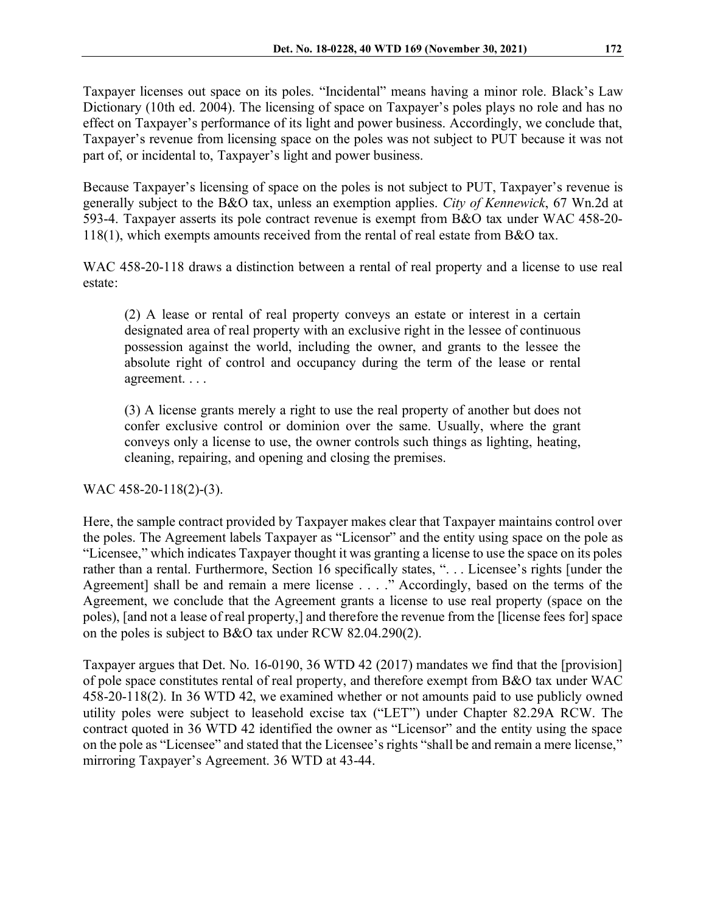Taxpayer licenses out space on its poles. "Incidental" means having a minor role. Black's Law Dictionary (10th ed. 2004). The licensing of space on Taxpayer's poles plays no role and has no effect on Taxpayer's performance of its light and power business. Accordingly, we conclude that, Taxpayer's revenue from licensing space on the poles was not subject to PUT because it was not part of, or incidental to, Taxpayer's light and power business.

Because Taxpayer's licensing of space on the poles is not subject to PUT, Taxpayer's revenue is generally subject to the B&O tax, unless an exemption applies. *City of Kennewick*, 67 Wn.2d at 593-4. Taxpayer asserts its pole contract revenue is exempt from B&O tax under WAC 458-20-118(1), which exempts amounts received from the rental of real estate from B&O tax.

WAC 458-20-118 draws a distinction between a rental of real property and a license to use real estate:

> (2) A lease or rental of real property conveys an estate or interest in a certain designated area of real property with an exclusive right in the lessee of continuous possession against the world, including the owner, and grants to the lessee the absolute right of control and occupancy during the term of the lease or rental agreement. . . .
>
> (3) A license grants merely a right to use the real property of another but does not confer exclusive control or dominion over the same. Usually, where the grant conveys only a license to use, the owner controls such things as lighting, heating, cleaning, repairing, and opening and closing the premises.

WAC 458-20-118(2)-(3).

Here, the sample contract provided by Taxpayer makes clear that Taxpayer maintains control over the poles. The Agreement labels Taxpayer as "Licensor" and the entity using space on the pole as "Licensee," which indicates Taxpayer thought it was granting a license to use the space on its poles rather than a rental. Furthermore, Section 16 specifically states, ". . . Licensee's rights [under the Agreement] shall be and remain a mere license . . . ." Accordingly, based on the terms of the Agreement, we conclude that the Agreement grants a license to use real property (space on the poles), [and not a lease of real property,] and therefore the revenue from the [license fees for] space on the poles is subject to B&O tax under RCW 82.04.290(2).

Taxpayer argues that Det. No. 16-0190, 36 WTD 42 (2017) mandates we find that the [provision] of pole space constitutes rental of real property, and therefore exempt from B&O tax under WAC 458-20-118(2). In 36 WTD 42, we examined whether or not amounts paid to use publicly owned utility poles were subject to leasehold excise tax ("LET") under Chapter 82.29A RCW. The contract quoted in 36 WTD 42 identified the owner as "Licensor" and the entity using the space on the pole as "Licensee" and stated that the Licensee's rights "shall be and remain a mere license," mirroring Taxpayer's Agreement. 36 WTD at 43-44.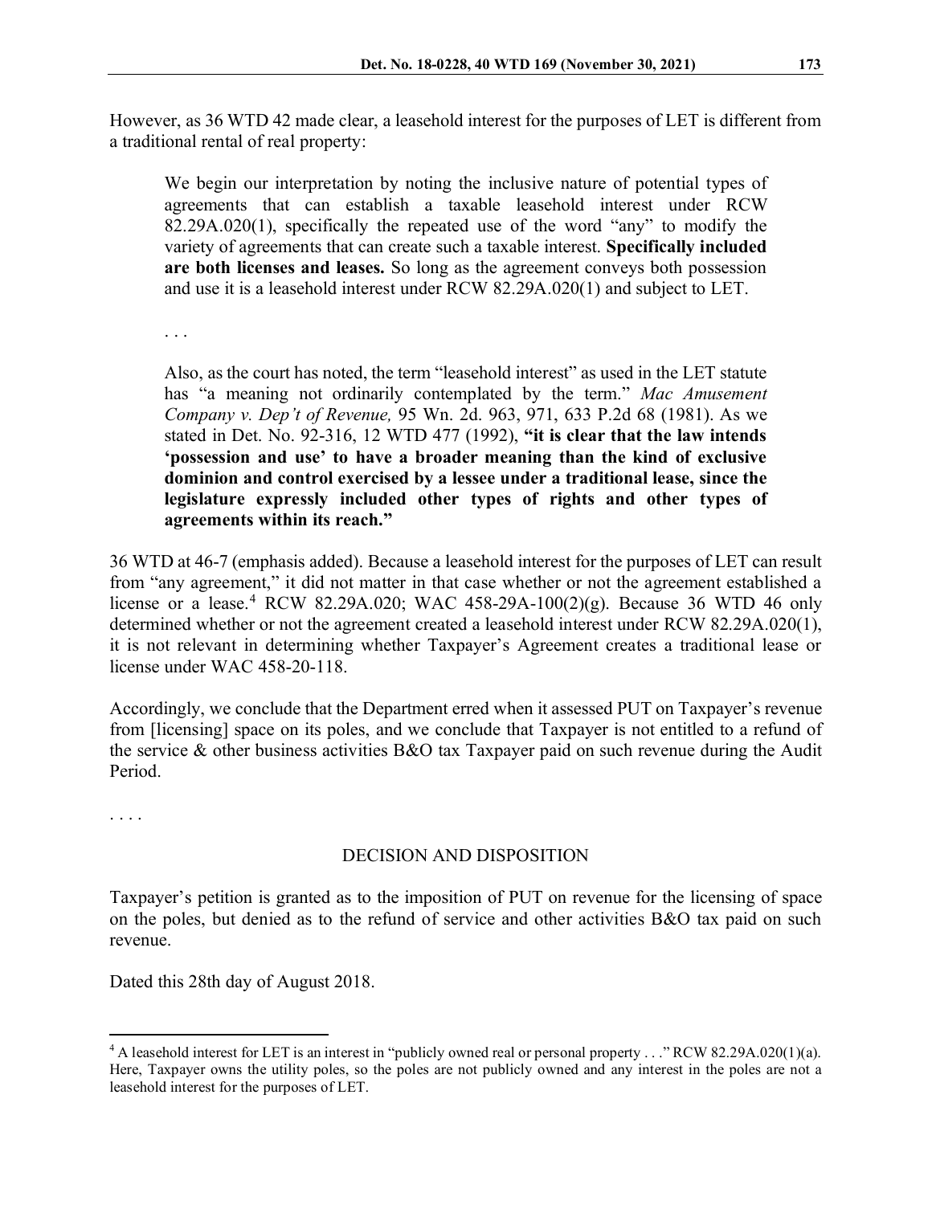However, as 36 WTD 42 made clear, a leasehold interest for the purposes of LET is different from a traditional rental of real property:

> We begin our interpretation by noting the inclusive nature of potential types of agreements that can establish a taxable leasehold interest under RCW 82.29A.020(1), specifically the repeated use of the word "any" to modify the variety of agreements that can create such a taxable interest. **Specifically included are both licenses and leases.** So long as the agreement conveys both possession and use it is a leasehold interest under RCW 82.29A.020(1) and subject to LET.
>
> . . .
>
> Also, as the court has noted, the term "leasehold interest" as used in the LET statute has "a meaning not ordinarily contemplated by the term." *Mac Amusement Company v. Dep't of Revenue,* 95 Wn. 2d. 963, 971, 633 P.2d 68 (1981). As we stated in Det. No. 92-316, 12 WTD 477 (1992), **"it is clear that the law intends 'possession and use' to have a broader meaning than the kind of exclusive dominion and control exercised by a lessee under a traditional lease, since the legislature expressly included other types of rights and other types of agreements within its reach."**

36 WTD at 46-7 (emphasis added). Because a leasehold interest for the purposes of LET can result from "any agreement," it did not matter in that case whether or not the agreement established a license or a lease.[4] RCW 82.29A.020; WAC 458-29A-100(2)(g). Because 36 WTD 46 only determined whether or not the agreement created a leasehold interest under RCW 82.29A.020(1), it is not relevant in determining whether Taxpayer's Agreement creates a traditional lease or license under WAC 458-20-118.

Accordingly, we conclude that the Department erred when it assessed PUT on Taxpayer's revenue from [licensing] space on its poles, and we conclude that Taxpayer is not entitled to a refund of the service & other business activities B&O tax Taxpayer paid on such revenue during the Audit Period.

. . . .

## DECISION AND DISPOSITION

Taxpayer's petition is granted as to the imposition of PUT on revenue for the licensing of space on the poles, but denied as to the refund of service and other activities B&O tax paid on such revenue.

Dated this 28th day of August 2018.

---

[4] A leasehold interest for LET is an interest in "publicly owned real or personal property . . ." RCW 82.29A.020(1)(a). Here, Taxpayer owns the utility poles, so the poles are not publicly owned and any interest in the poles are not a leasehold interest for the purposes of LET.